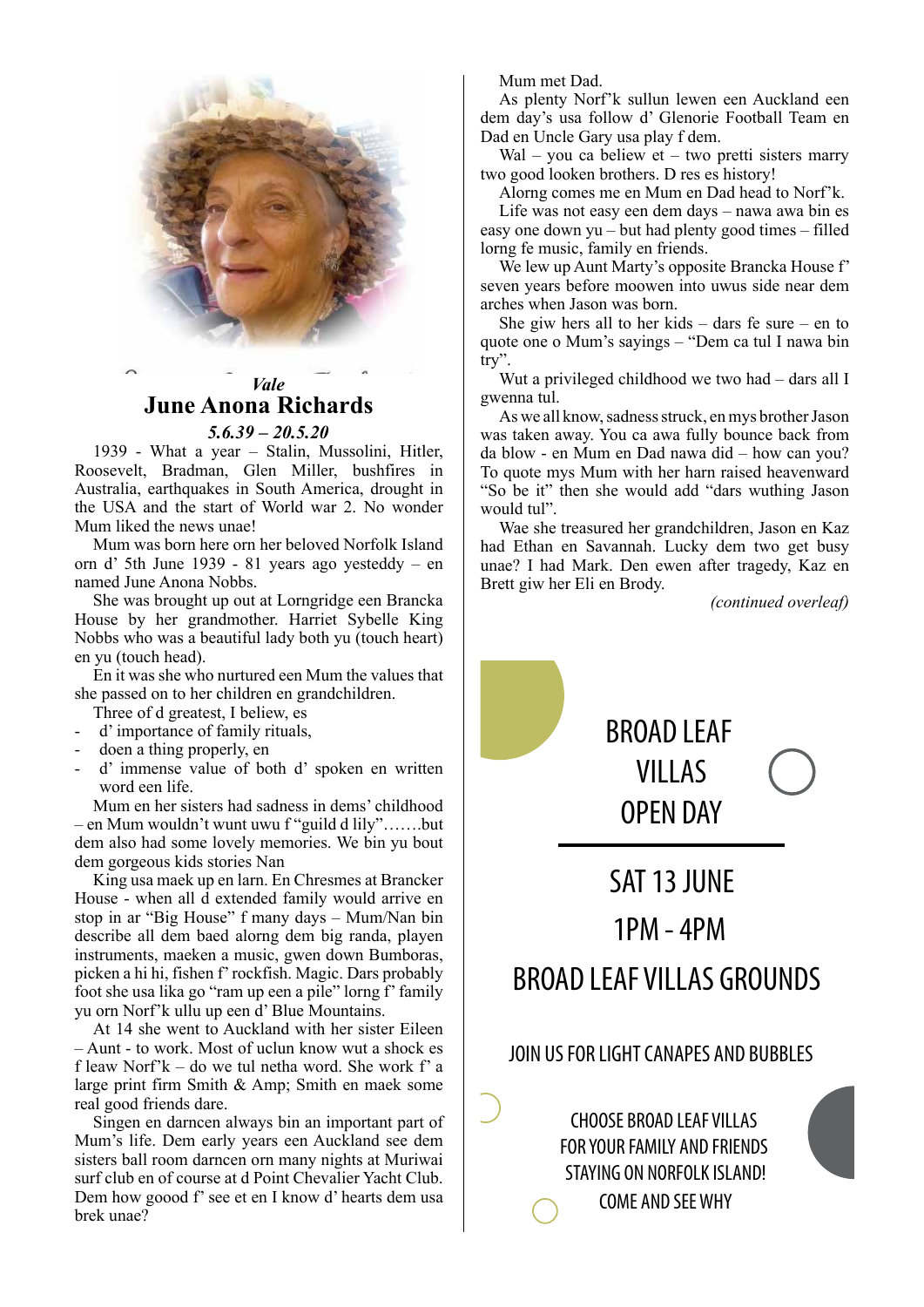*Vale*

# June Anona Richards

***5.6.39 – 20.5.20***

1939 - What a year – Stalin, Mussolini, Hitler, Roosevelt, Bradman, Glen Miller, bushfires in Australia, earthquakes in South America, drought in the USA and the start of World war 2. No wonder Mum liked the news unae!

Mum was born here orn her beloved Norfolk Island orn d' 5th June 1939 - 81 years ago yesteddy – en named June Anona Nobbs.

She was brought up out at Lorngridge een Brancka House by her grandmother. Harriet Sybelle King Nobbs who was a beautiful lady both yu (touch heart) en yu (touch head).

En it was she who nurtured een Mum the values that she passed on to her children en grandchildren.

Three of d greatest, I beliew, es

- d' importance of family rituals,
- doen a thing properly, en
- d' immense value of both d' spoken en written word een life.

Mum en her sisters had sadness in dems' childhood – en Mum wouldn't wunt uwu f "guild d lily"…….but dem also had some lovely memories. We bin yu bout dem gorgeous kids stories Nan

King usa maek up en larn. En Chresmes at Brancker House - when all d extended family would arrive en stop in ar "Big House" f many days – Mum/Nan bin describe all dem baed alorng dem big randa, playen instruments, maeken a music, gwen down Bumboras, picken a hi hi, fishen f' rockfish. Magic. Dars probably foot she usa lika go "ram up een a pile" lorng f' family yu orn Norf'k ullu up een d' Blue Mountains.

At 14 she went to Auckland with her sister Eileen – Aunt - to work. Most of uclun know wut a shock es f leaw Norf'k – do we tul netha word. She work f' a large print firm Smith & Amp; Smith en maek some real good friends dare.

Singen en darncen always bin an important part of Mum's life. Dem early years een Auckland see dem sisters ball room darncen orn many nights at Muriwai surf club en of course at d Point Chevalier Yacht Club. Dem how goood f' see et en I know d' hearts dem usa brek unae?

Mum met Dad.

As plenty Norf'k sullun lewen een Auckland een dem day's usa follow d' Glenorie Football Team en Dad en Uncle Gary usa play f dem.

Wal – you ca beliew et – two pretti sisters marry two good looken brothers. D res es history!

Alorng comes me en Mum en Dad head to Norf'k.

Life was not easy een dem days – nawa awa bin es easy one down yu – but had plenty good times – filled lorng fe music, family en friends.

We lew up Aunt Marty's opposite Brancka House f' seven years before moowen into uwus side near dem arches when Jason was born.

She giw hers all to her kids – dars fe sure – en to quote one o Mum's sayings – "Dem ca tul I nawa bin try".

Wut a privileged childhood we two had – dars all I gwenna tul.

As we all know, sadness struck, en mys brother Jason was taken away. You ca awa fully bounce back from da blow - en Mum en Dad nawa did – how can you? To quote mys Mum with her harn raised heavenward "So be it" then she would add "dars wuthing Jason would tul".

Wae she treasured her grandchildren, Jason en Kaz had Ethan en Savannah. Lucky dem two get busy unae? I had Mark. Den ewen after tragedy, Kaz en Brett giw her Eli en Brody.

*(continued overleaf)*

## BROAD LEAF VILLAS OPEN DAY

SAT 13 JUNE

1PM - 4PM

BROAD LEAF VILLAS GROUNDS

JOIN US FOR LIGHT CANAPES AND BUBBLES

CHOOSE BROAD LEAF VILLAS FOR YOUR FAMILY AND FRIENDS STAYING ON NORFOLK ISLAND! COME AND SEE WHY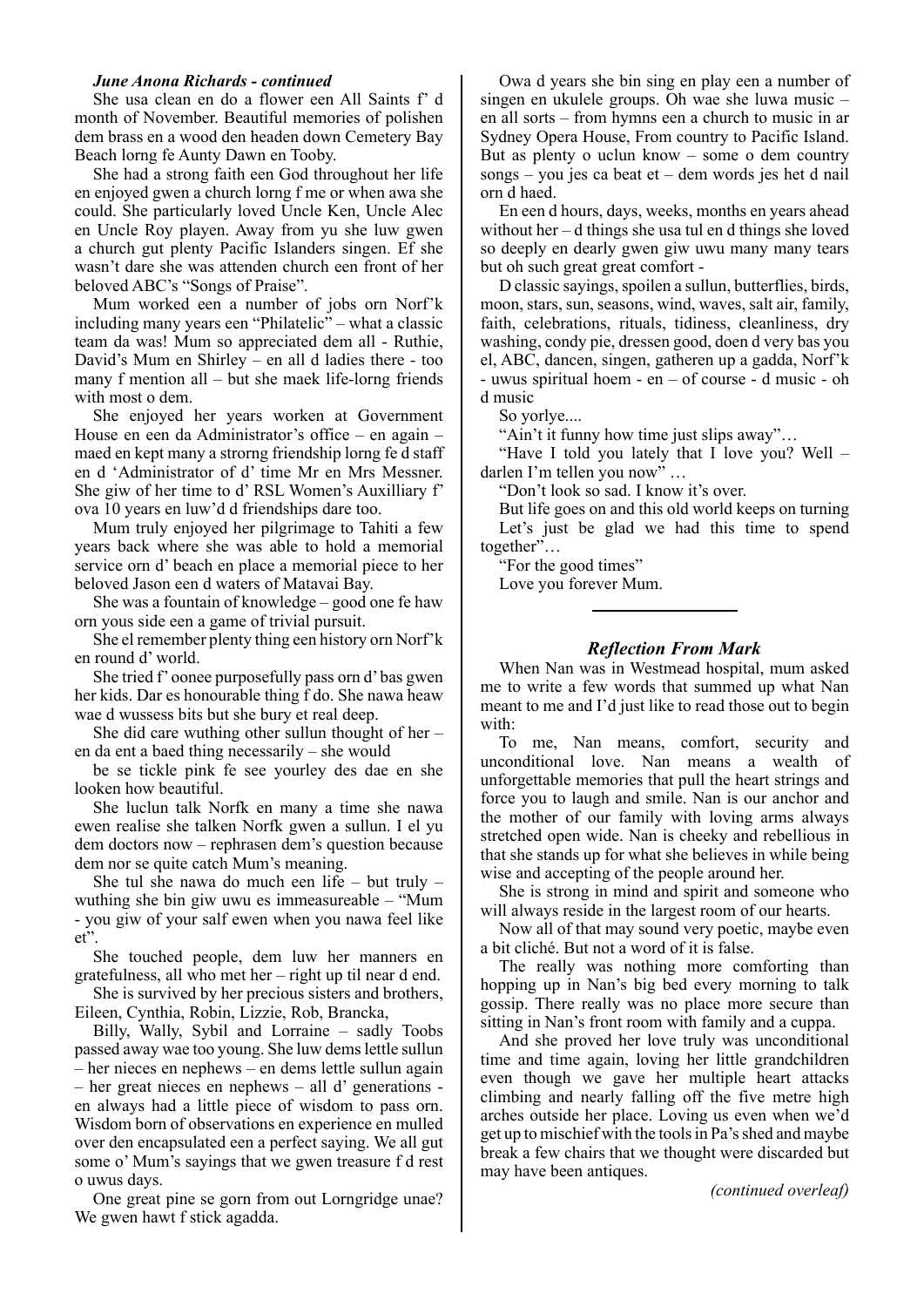***June Anona Richards - continued***

She usa clean en do a flower een All Saints f' d month of November. Beautiful memories of polishen dem brass en a wood den headen down Cemetery Bay Beach lorng fe Aunty Dawn en Tooby.

She had a strong faith een God throughout her life en enjoyed gwen a church lorng f me or when awa she could. She particularly loved Uncle Ken, Uncle Alec en Uncle Roy playen. Away from yu she luw gwen a church gut plenty Pacific Islanders singen. Ef she wasn't dare she was attenden church een front of her beloved ABC's "Songs of Praise".

Mum worked een a number of jobs orn Norf'k including many years een "Philatelic" – what a classic team da was! Mum so appreciated dem all - Ruthie, David's Mum en Shirley – en all d ladies there - too many f mention all – but she maek life-lorng friends with most o dem.

She enjoyed her years worken at Government House en een da Administrator's office – en again – maed en kept many a strorng friendship lorng fe d staff en d 'Administrator of d' time Mr en Mrs Messner. She giw of her time to d' RSL Women's Auxilliary f' ova 10 years en luw'd d friendships dare too.

Mum truly enjoyed her pilgrimage to Tahiti a few years back where she was able to hold a memorial service orn d' beach en place a memorial piece to her beloved Jason een d waters of Matavai Bay.

She was a fountain of knowledge – good one fe haw orn yous side een a game of trivial pursuit.

She el remember plenty thing een history orn Norf'k en round d' world.

She tried f' oonee purposefully pass orn d' bas gwen her kids. Dar es honourable thing f do. She nawa heaw wae d wussess bits but she bury et real deep.

She did care wuthing other sullun thought of her – en da ent a baed thing necessarily – she would

be se tickle pink fe see yourley des dae en she looken how beautiful.

She luclun talk Norfk en many a time she nawa ewen realise she talken Norfk gwen a sullun. I el yu dem doctors now – rephrasen dem's question because dem nor se quite catch Mum's meaning.

She tul she nawa do much een life – but truly – wuthing she bin giw uwu es immeasureable – "Mum - you giw of your salf ewen when you nawa feel like et".

She touched people, dem luw her manners en gratefulness, all who met her – right up til near d end.

She is survived by her precious sisters and brothers, Eileen, Cynthia, Robin, Lizzie, Rob, Brancka,

Billy, Wally, Sybil and Lorraine – sadly Toobs passed away wae too young. She luw dems lettle sullun – her nieces en nephews – en dems lettle sullun again – her great nieces en nephews – all d' generations - en always had a little piece of wisdom to pass orn. Wisdom born of observations en experience en mulled over den encapsulated een a perfect saying. We all gut some o' Mum's sayings that we gwen treasure f d rest o uwus days.

One great pine se gorn from out Lorngridge unae? We gwen hawt f stick agadda.

Owa d years she bin sing en play een a number of singen en ukulele groups. Oh wae she luwa music – en all sorts – from hymns een a church to music in ar Sydney Opera House, From country to Pacific Island. But as plenty o uclun know – some o dem country songs – you jes ca beat et – dem words jes het d nail orn d haed.

En een d hours, days, weeks, months en years ahead without her – d things she usa tul en d things she loved so deeply en dearly gwen giw uwu many many tears but oh such great great comfort -

D classic sayings, spoilen a sullun, butterflies, birds, moon, stars, sun, seasons, wind, waves, salt air, family, faith, celebrations, rituals, tidiness, cleanliness, dry washing, condy pie, dressen good, doen d very bas you el, ABC, dancen, singen, gatheren up a gadda, Norf'k - uwus spiritual hoem - en – of course - d music - oh d music

So yorlye....

"Ain't it funny how time just slips away"…

"Have I told you lately that I love you? Well – darlen I'm tellen you now" …

"Don't look so sad. I know it's over.

But life goes on and this old world keeps on turning

Let's just be glad we had this time to spend together"…

"For the good times"

Love you forever Mum.

---

### *Reflection From Mark*

When Nan was in Westmead hospital, mum asked me to write a few words that summed up what Nan meant to me and I'd just like to read those out to begin with:

To me, Nan means, comfort, security and unconditional love. Nan means a wealth of unforgettable memories that pull the heart strings and force you to laugh and smile. Nan is our anchor and the mother of our family with loving arms always stretched open wide. Nan is cheeky and rebellious in that she stands up for what she believes in while being wise and accepting of the people around her.

She is strong in mind and spirit and someone who will always reside in the largest room of our hearts.

Now all of that may sound very poetic, maybe even a bit cliché. But not a word of it is false.

The really was nothing more comforting than hopping up in Nan's big bed every morning to talk gossip. There really was no place more secure than sitting in Nan's front room with family and a cuppa.

And she proved her love truly was unconditional time and time again, loving her little grandchildren even though we gave her multiple heart attacks climbing and nearly falling off the five metre high arches outside her place. Loving us even when we'd get up to mischief with the tools in Pa's shed and maybe break a few chairs that we thought were discarded but may have been antiques.

*(continued overleaf)*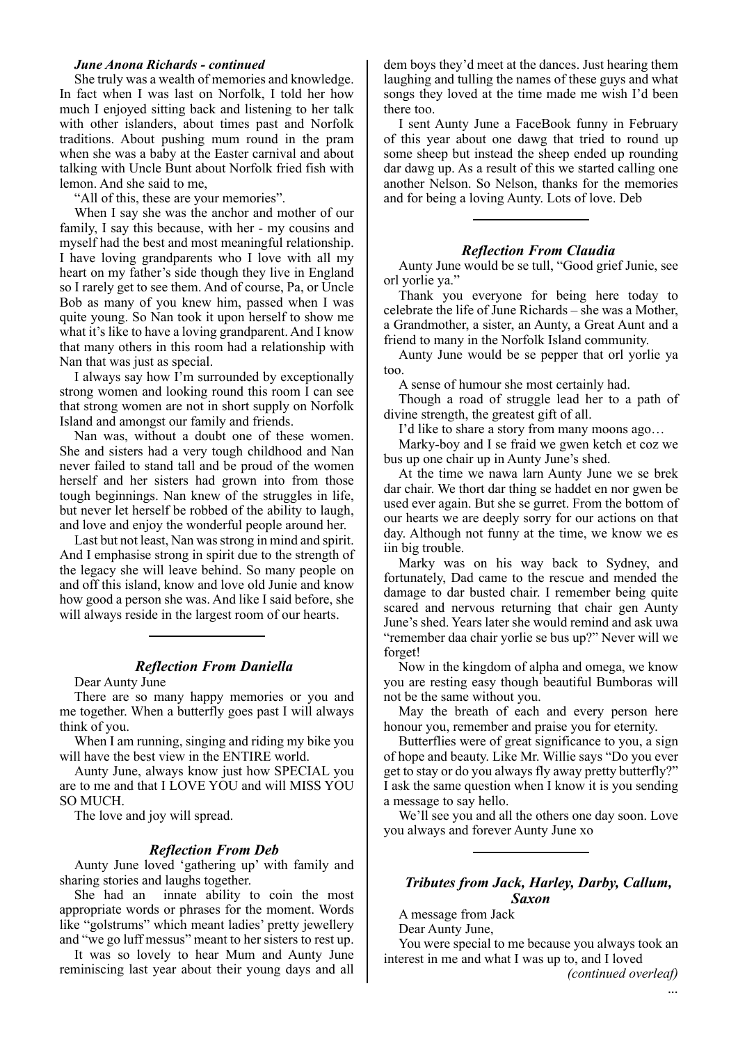### *June Anona Richards - continued*

She truly was a wealth of memories and knowledge. In fact when I was last on Norfolk, I told her how much I enjoyed sitting back and listening to her talk with other islanders, about times past and Norfolk traditions. About pushing mum round in the pram when she was a baby at the Easter carnival and about talking with Uncle Bunt about Norfolk fried fish with lemon. And she said to me,

"All of this, these are your memories".

When I say she was the anchor and mother of our family, I say this because, with her - my cousins and myself had the best and most meaningful relationship. I have loving grandparents who I love with all my heart on my father's side though they live in England so I rarely get to see them. And of course, Pa, or Uncle Bob as many of you knew him, passed when I was quite young. So Nan took it upon herself to show me what it's like to have a loving grandparent. And I know that many others in this room had a relationship with Nan that was just as special.

I always say how I'm surrounded by exceptionally strong women and looking round this room I can see that strong women are not in short supply on Norfolk Island and amongst our family and friends.

Nan was, without a doubt one of these women. She and sisters had a very tough childhood and Nan never failed to stand tall and be proud of the women herself and her sisters had grown into from those tough beginnings. Nan knew of the struggles in life, but never let herself be robbed of the ability to laugh, and love and enjoy the wonderful people around her.

Last but not least, Nan was strong in mind and spirit. And I emphasise strong in spirit due to the strength of the legacy she will leave behind. So many people on and off this island, know and love old Junie and know how good a person she was. And like I said before, she will always reside in the largest room of our hearts.

---

### *Reflection From Daniella*

Dear Aunty June

There are so many happy memories or you and me together. When a butterfly goes past I will always think of you.

When I am running, singing and riding my bike you will have the best view in the ENTIRE world.

Aunty June, always know just how SPECIAL you are to me and that I LOVE YOU and will MISS YOU SO MUCH.

The love and joy will spread.

### *Reflection From Deb*

Aunty June loved 'gathering up' with family and sharing stories and laughs together.

She had an innate ability to coin the most appropriate words or phrases for the moment. Words like "golstrums" which meant ladies' pretty jewellery and "we go luff messus" meant to her sisters to rest up.

It was so lovely to hear Mum and Aunty June reminiscing last year about their young days and all dem boys they'd meet at the dances. Just hearing them laughing and tulling the names of these guys and what songs they loved at the time made me wish I'd been there too.

I sent Aunty June a FaceBook funny in February of this year about one dawg that tried to round up some sheep but instead the sheep ended up rounding dar dawg up. As a result of this we started calling one another Nelson. So Nelson, thanks for the memories and for being a loving Aunty. Lots of love. Deb

---

### *Reflection From Claudia*

Aunty June would be se tull, "Good grief Junie, see orl yorlie ya."

Thank you everyone for being here today to celebrate the life of June Richards – she was a Mother, a Grandmother, a sister, an Aunty, a Great Aunt and a friend to many in the Norfolk Island community.

Aunty June would be se pepper that orl yorlie ya too.

A sense of humour she most certainly had.

Though a road of struggle lead her to a path of divine strength, the greatest gift of all.

I'd like to share a story from many moons ago…

Marky-boy and I se fraid we gwen ketch et coz we bus up one chair up in Aunty June's shed.

At the time we nawa larn Aunty June we se brek dar chair. We thort dar thing se haddet en nor gwen be used ever again. But she se gurret. From the bottom of our hearts we are deeply sorry for our actions on that day. Although not funny at the time, we know we es iin big trouble.

Marky was on his way back to Sydney, and fortunately, Dad came to the rescue and mended the damage to dar busted chair. I remember being quite scared and nervous returning that chair gen Aunty June's shed. Years later she would remind and ask uwa "remember daa chair yorlie se bus up?" Never will we forget!

Now in the kingdom of alpha and omega, we know you are resting easy though beautiful Bumboras will not be the same without you.

May the breath of each and every person here honour you, remember and praise you for eternity.

Butterflies were of great significance to you, a sign of hope and beauty. Like Mr. Willie says "Do you ever get to stay or do you always fly away pretty butterfly?" I ask the same question when I know it is you sending a message to say hello.

We'll see you and all the others one day soon. Love you always and forever Aunty June xo

---

### *Tributes from Jack, Harley, Darby, Callum, Saxon*

A message from Jack

Dear Aunty June,

You were special to me because you always took an interest in me and what I was up to, and I loved

*(continued overleaf)*

...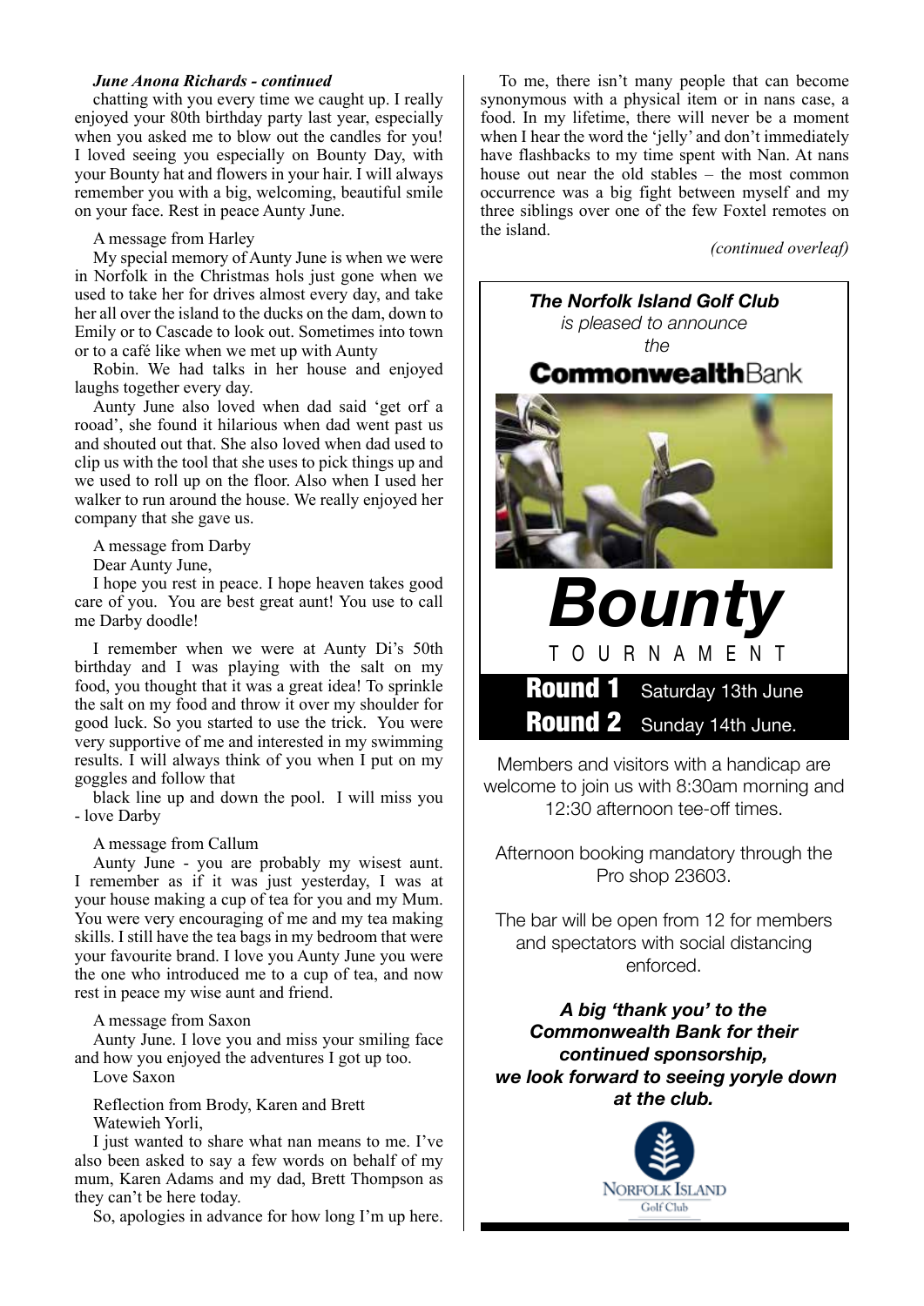*June Anona Richards - continued*

chatting with you every time we caught up. I really enjoyed your 80th birthday party last year, especially when you asked me to blow out the candles for you! I loved seeing you especially on Bounty Day, with your Bounty hat and flowers in your hair. I will always remember you with a big, welcoming, beautiful smile on your face. Rest in peace Aunty June.

A message from Harley

My special memory of Aunty June is when we were in Norfolk in the Christmas hols just gone when we used to take her for drives almost every day, and take her all over the island to the ducks on the dam, down to Emily or to Cascade to look out. Sometimes into town or to a café like when we met up with Aunty Robin. We had talks in her house and enjoyed laughs together every day.

Aunty June also loved when dad said 'get orf a rooad', she found it hilarious when dad went past us and shouted out that. She also loved when dad used to clip us with the tool that she uses to pick things up and we used to roll up on the floor. Also when I used her walker to run around the house. We really enjoyed her company that she gave us.

A message from Darby

Dear Aunty June,

I hope you rest in peace. I hope heaven takes good care of you. You are best great aunt! You use to call me Darby doodle!

I remember when we were at Aunty Di's 50th birthday and I was playing with the salt on my food, you thought that it was a great idea! To sprinkle the salt on my food and throw it over my shoulder for good luck. So you started to use the trick. You were very supportive of me and interested in my swimming results. I will always think of you when I put on my goggles and follow that black line up and down the pool. I will miss you - love Darby

A message from Callum

Aunty June - you are probably my wisest aunt. I remember as if it was just yesterday, I was at your house making a cup of tea for you and my Mum. You were very encouraging of me and my tea making skills. I still have the tea bags in my bedroom that were your favourite brand. I love you Aunty June you were the one who introduced me to a cup of tea, and now rest in peace my wise aunt and friend.

A message from Saxon

Aunty June. I love you and miss your smiling face and how you enjoyed the adventures I got up too.

Love Saxon

Reflection from Brody, Karen and Brett

Watewieh Yorli,

I just wanted to share what nan means to me. I've also been asked to say a few words on behalf of my mum, Karen Adams and my dad, Brett Thompson as they can't be here today.

So, apologies in advance for how long I'm up here.

To me, there isn't many people that can become synonymous with a physical item or in nans case, a food. In my lifetime, there will never be a moment when I hear the word the 'jelly' and don't immediately have flashbacks to my time spent with Nan. At nans house out near the old stables – the most common occurrence was a big fight between myself and my three siblings over one of the few Foxtel remotes on the island.

*(continued overleaf)*

---

***The Norfolk Island Golf Club***

*is pleased to announce the*

**CommonwealthBank**

# *Bounty*

TOURNAMENT

**Round 1** Saturday 13th June

**Round 2** Sunday 14th June.

Members and visitors with a handicap are welcome to join us with 8:30am morning and 12:30 afternoon tee-off times.

Afternoon booking mandatory through the Pro shop 23603.

The bar will be open from 12 for members and spectators with social distancing enforced.

***A big 'thank you' to the Commonwealth Bank for their continued sponsorship, we look forward to seeing yoryle down at the club.***

Norfolk Island Golf Club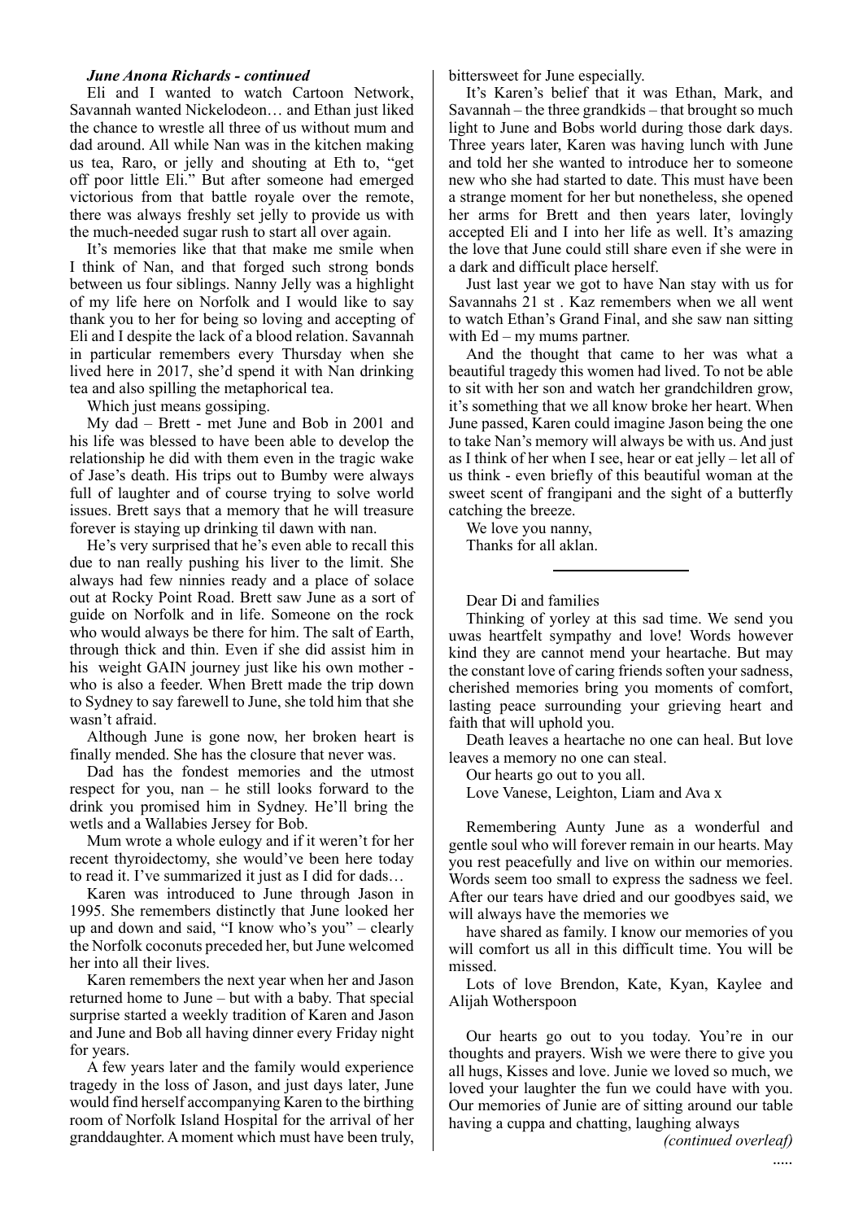***June Anona Richards - continued***

Eli and I wanted to watch Cartoon Network, Savannah wanted Nickelodeon… and Ethan just liked the chance to wrestle all three of us without mum and dad around. All while Nan was in the kitchen making us tea, Raro, or jelly and shouting at Eth to, "get off poor little Eli." But after someone had emerged victorious from that battle royale over the remote, there was always freshly set jelly to provide us with the much-needed sugar rush to start all over again.

It's memories like that that make me smile when I think of Nan, and that forged such strong bonds between us four siblings. Nanny Jelly was a highlight of my life here on Norfolk and I would like to say thank you to her for being so loving and accepting of Eli and I despite the lack of a blood relation. Savannah in particular remembers every Thursday when she lived here in 2017, she'd spend it with Nan drinking tea and also spilling the metaphorical tea.

Which just means gossiping.

My dad – Brett - met June and Bob in 2001 and his life was blessed to have been able to develop the relationship he did with them even in the tragic wake of Jase's death. His trips out to Bumby were always full of laughter and of course trying to solve world issues. Brett says that a memory that he will treasure forever is staying up drinking til dawn with nan.

He's very surprised that he's even able to recall this due to nan really pushing his liver to the limit. She always had few ninnies ready and a place of solace out at Rocky Point Road. Brett saw June as a sort of guide on Norfolk and in life. Someone on the rock who would always be there for him. The salt of Earth, through thick and thin. Even if she did assist him in his weight GAIN journey just like his own mother - who is also a feeder. When Brett made the trip down to Sydney to say farewell to June, she told him that she wasn't afraid.

Although June is gone now, her broken heart is finally mended. She has the closure that never was.

Dad has the fondest memories and the utmost respect for you, nan – he still looks forward to the drink you promised him in Sydney. He'll bring the wetls and a Wallabies Jersey for Bob.

Mum wrote a whole eulogy and if it weren't for her recent thyroidectomy, she would've been here today to read it. I've summarized it just as I did for dads…

Karen was introduced to June through Jason in 1995. She remembers distinctly that June looked her up and down and said, "I know who's you" – clearly the Norfolk coconuts preceded her, but June welcomed her into all their lives.

Karen remembers the next year when her and Jason returned home to June – but with a baby. That special surprise started a weekly tradition of Karen and Jason and June and Bob all having dinner every Friday night for years.

A few years later and the family would experience tragedy in the loss of Jason, and just days later, June would find herself accompanying Karen to the birthing room of Norfolk Island Hospital for the arrival of her granddaughter. A moment which must have been truly, bittersweet for June especially.

It's Karen's belief that it was Ethan, Mark, and Savannah – the three grandkids – that brought so much light to June and Bobs world during those dark days. Three years later, Karen was having lunch with June and told her she wanted to introduce her to someone new who she had started to date. This must have been a strange moment for her but nonetheless, she opened her arms for Brett and then years later, lovingly accepted Eli and I into her life as well. It's amazing the love that June could still share even if she were in a dark and difficult place herself.

Just last year we got to have Nan stay with us for Savannahs 21 st . Kaz remembers when we all went to watch Ethan's Grand Final, and she saw nan sitting with Ed – my mums partner.

And the thought that came to her was what a beautiful tragedy this women had lived. To not be able to sit with her son and watch her grandchildren grow, it's something that we all know broke her heart. When June passed, Karen could imagine Jason being the one to take Nan's memory will always be with us. And just as I think of her when I see, hear or eat jelly – let all of us think - even briefly of this beautiful woman at the sweet scent of frangipani and the sight of a butterfly catching the breeze.

We love you nanny,
Thanks for all aklan.

---

Dear Di and families

Thinking of yorley at this sad time. We send you uwas heartfelt sympathy and love! Words however kind they are cannot mend your heartache. But may the constant love of caring friends soften your sadness, cherished memories bring you moments of comfort, lasting peace surrounding your grieving heart and faith that will uphold you.

Death leaves a heartache no one can heal. But love leaves a memory no one can steal.

Our hearts go out to you all.

Love Vanese, Leighton, Liam and Ava x

Remembering Aunty June as a wonderful and gentle soul who will forever remain in our hearts. May you rest peacefully and live on within our memories. Words seem too small to express the sadness we feel. After our tears have dried and our goodbyes said, we will always have the memories we

have shared as family. I know our memories of you will comfort us all in this difficult time. You will be missed.

Lots of love Brendon, Kate, Kyan, Kaylee and Alijah Wotherspoon

Our hearts go out to you today. You're in our thoughts and prayers. Wish we were there to give you all hugs, Kisses and love. Junie we loved so much, we loved your laughter the fun we could have with you. Our memories of Junie are of sitting around our table having a cuppa and chatting, laughing always

*(continued overleaf)*

.....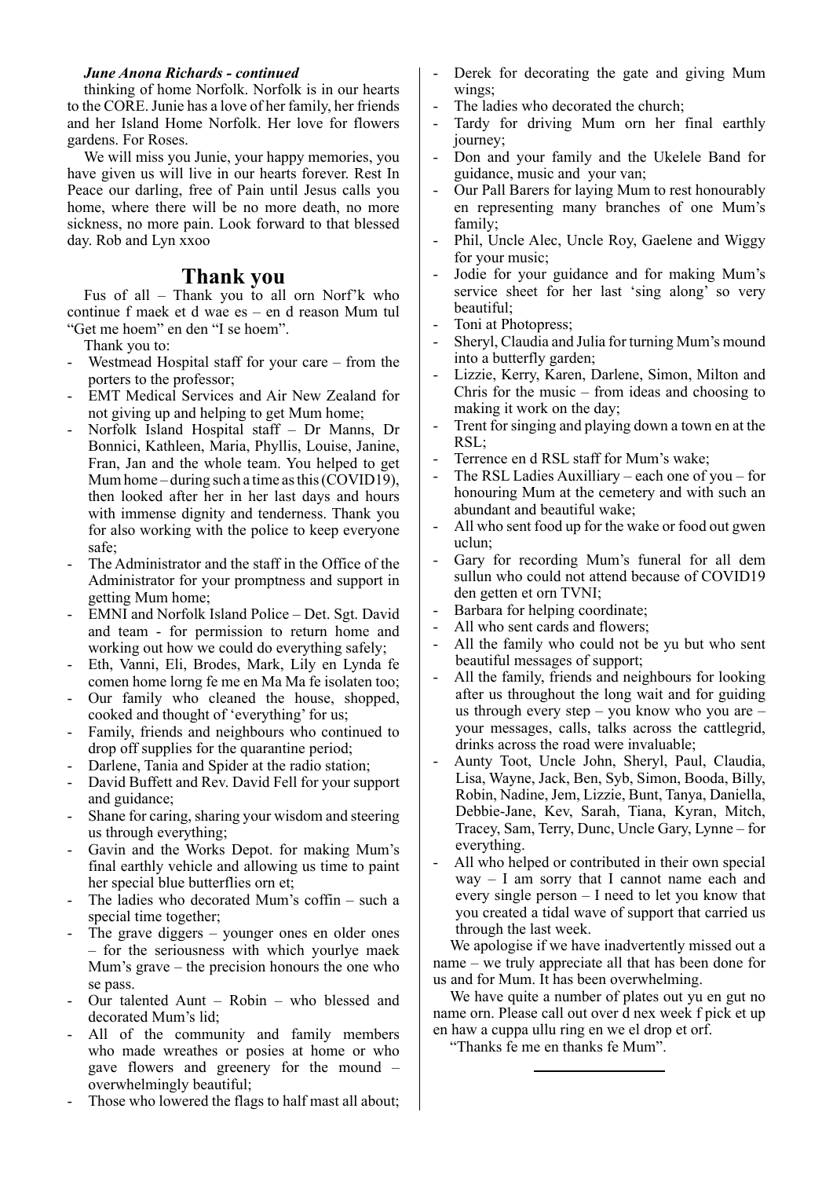***June Anona Richards - continued***

thinking of home Norfolk. Norfolk is in our hearts to the CORE. Junie has a love of her family, her friends and her Island Home Norfolk. Her love for flowers gardens. For Roses.

We will miss you Junie, your happy memories, you have given us will live in our hearts forever. Rest In Peace our darling, free of Pain until Jesus calls you home, where there will be no more death, no more sickness, no more pain. Look forward to that blessed day. Rob and Lyn xxoo

## Thank you

Fus of all – Thank you to all orn Norf'k who continue f maek et d wae es – en d reason Mum tul "Get me hoem" en den "I se hoem".

Thank you to:

- Westmead Hospital staff for your care – from the porters to the professor;
- EMT Medical Services and Air New Zealand for not giving up and helping to get Mum home;
- Norfolk Island Hospital staff – Dr Manns, Dr Bonnici, Kathleen, Maria, Phyllis, Louise, Janine, Fran, Jan and the whole team. You helped to get Mum home – during such a time as this (COVID19), then looked after her in her last days and hours with immense dignity and tenderness. Thank you for also working with the police to keep everyone safe;
- The Administrator and the staff in the Office of the Administrator for your promptness and support in getting Mum home;
- EMNI and Norfolk Island Police – Det. Sgt. David and team - for permission to return home and working out how we could do everything safely;
- Eth, Vanni, Eli, Brodes, Mark, Lily en Lynda fe comen home lorng fe me en Ma Ma fe isolaten too;
- Our family who cleaned the house, shopped, cooked and thought of 'everything' for us;
- Family, friends and neighbours who continued to drop off supplies for the quarantine period;
- Darlene, Tania and Spider at the radio station;
- David Buffett and Rev. David Fell for your support and guidance;
- Shane for caring, sharing your wisdom and steering us through everything;
- Gavin and the Works Depot. for making Mum's final earthly vehicle and allowing us time to paint her special blue butterflies orn et;
- The ladies who decorated Mum's coffin – such a special time together;
- The grave diggers – younger ones en older ones – for the seriousness with which yourlye maek Mum's grave – the precision honours the one who se pass.
- Our talented Aunt – Robin – who blessed and decorated Mum's lid;
- All of the community and family members who made wreathes or posies at home or who gave flowers and greenery for the mound – overwhelmingly beautiful;
- Those who lowered the flags to half mast all about;
- Derek for decorating the gate and giving Mum wings;
- The ladies who decorated the church;
- Tardy for driving Mum orn her final earthly journey;
- Don and your family and the Ukelele Band for guidance, music and your van;
- Our Pall Barers for laying Mum to rest honourably en representing many branches of one Mum's family;
- Phil, Uncle Alec, Uncle Roy, Gaelene and Wiggy for your music;
- Jodie for your guidance and for making Mum's service sheet for her last 'sing along' so very beautiful;
- Toni at Photopress;
- Sheryl, Claudia and Julia for turning Mum's mound into a butterfly garden;
- Lizzie, Kerry, Karen, Darlene, Simon, Milton and Chris for the music – from ideas and choosing to making it work on the day;
- Trent for singing and playing down a town en at the RSL;
- Terrence en d RSL staff for Mum's wake;
- The RSL Ladies Auxilliary – each one of you – for honouring Mum at the cemetery and with such an abundant and beautiful wake;
- All who sent food up for the wake or food out gwen uclun;
- Gary for recording Mum's funeral for all dem sullun who could not attend because of COVID19 den getten et orn TVNI;
- Barbara for helping coordinate;
- All who sent cards and flowers;
- All the family who could not be yu but who sent beautiful messages of support;
- All the family, friends and neighbours for looking after us throughout the long wait and for guiding us through every step – you know who you are – your messages, calls, talks across the cattlegrid, drinks across the road were invaluable;
- Aunty Toot, Uncle John, Sheryl, Paul, Claudia, Lisa, Wayne, Jack, Ben, Syb, Simon, Booda, Billy, Robin, Nadine, Jem, Lizzie, Bunt, Tanya, Daniella, Debbie-Jane, Kev, Sarah, Tiana, Kyran, Mitch, Tracey, Sam, Terry, Dunc, Uncle Gary, Lynne – for everything.
- All who helped or contributed in their own special way – I am sorry that I cannot name each and every single person – I need to let you know that you created a tidal wave of support that carried us through the last week.

We apologise if we have inadvertently missed out a name – we truly appreciate all that has been done for us and for Mum. It has been overwhelming.

We have quite a number of plates out yu en gut no name orn. Please call out over d nex week f pick et up en haw a cuppa ullu ring en we el drop et orf.

"Thanks fe me en thanks fe Mum".